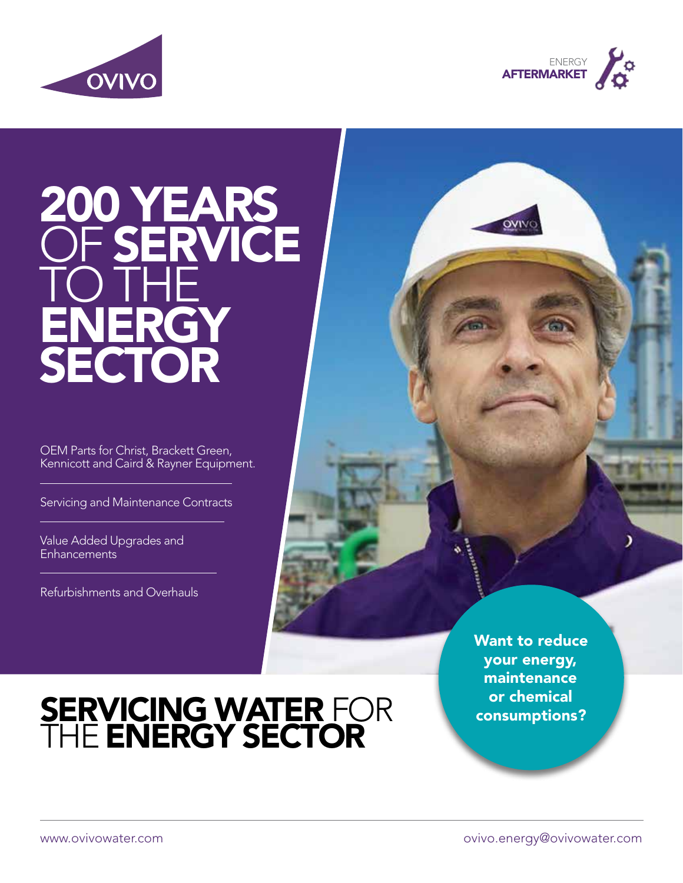OVIVO

ENERGY AFTERMARKET

# 200 YEARS OF SERVICE TO THE ENERGY SECTOR

OEM Parts for Christ, Brackett Green, Kennicott and Caird & Rayner Equipment.

Servicing and Maintenance Contracts

Value Added Upgrades and Enhancements

Refurbishments and Overhauls

**Want to reduce your energy, maintenance or chemical consumptions?**

# SERVICING WATER FOR THE ENERGY SECTOR

www.ovivowater.com

ovivo.energy@ovivowater.com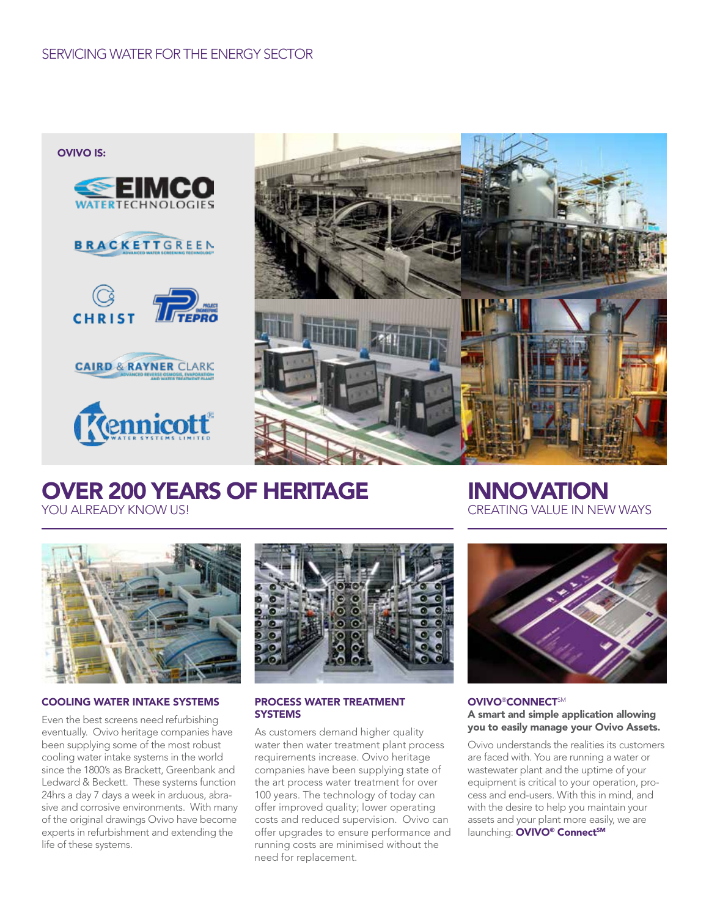SERVICING WATER FOR THE ENERGY SECTOR

**OVIVO IS:**

EIMCO WATER TECHNOLOGIES

BRACKETT GREEN

CHRIST

TEPRO

CAIRD & RAYNER CLARK

Kennicott WATER SYSTEMS LIMITED

# OVER 200 YEARS OF HERITAGE

YOU ALREADY KNOW US!

### COOLING WATER INTAKE SYSTEMS

Even the best screens need refurbishing eventually. Ovivo heritage companies have been supplying some of the most robust cooling water intake systems in the world since the 1800's as Brackett, Greenbank and Ledward & Beckett. These systems function 24hrs a day 7 days a week in arduous, abrasive and corrosive environments. With many of the original drawings Ovivo have become experts in refurbishment and extending the life of these systems.

### PROCESS WATER TREATMENT SYSTEMS

As customers demand higher quality water then water treatment plant process requirements increase. Ovivo heritage companies have been supplying state of the art process water treatment for over 100 years. The technology of today can offer improved quality; lower operating costs and reduced supervision. Ovivo can offer upgrades to ensure performance and running costs are minimised without the need for replacement.

# INNOVATION

CREATING VALUE IN NEW WAYS

### OVIVO®CONNECT℠

**A smart and simple application allowing you to easily manage your Ovivo Assets.**

Ovivo understands the realities its customers are faced with. You are running a water or wastewater plant and the uptime of your equipment is critical to your operation, process and end-users. With this in mind, and with the desire to help you maintain your assets and your plant more easily, we are launching: **OVIVO® Connect℠**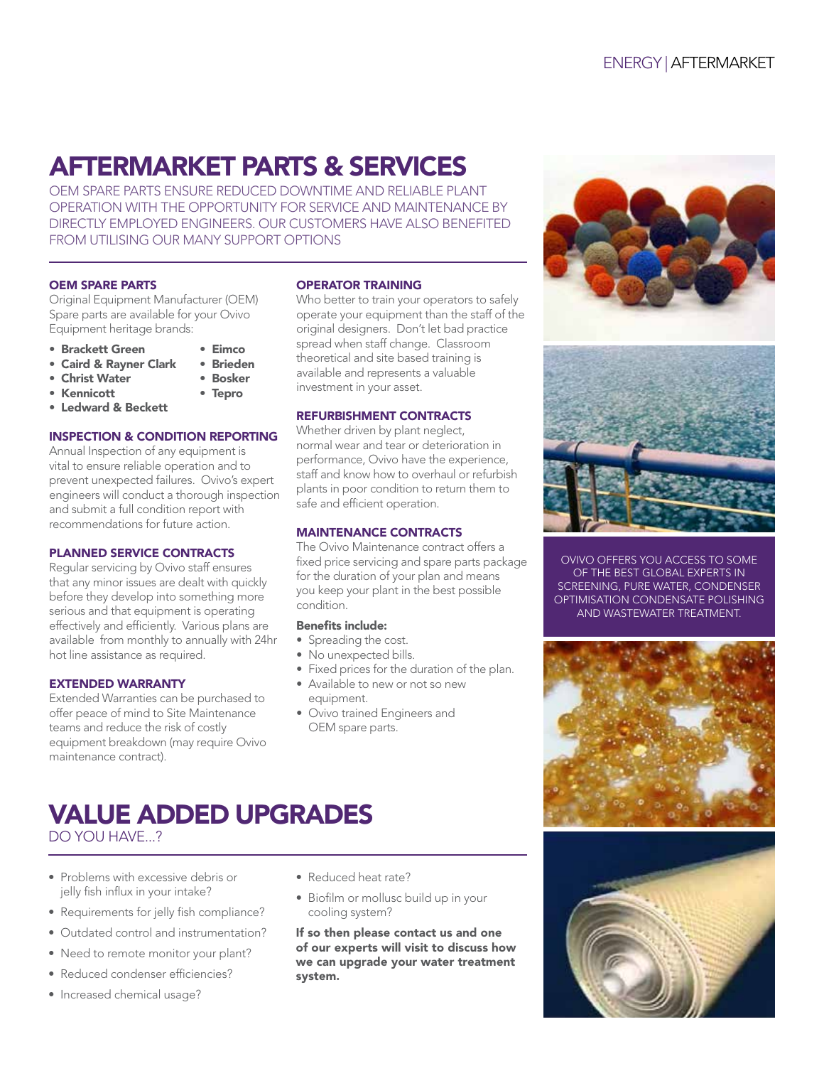# AFTERMARKET PARTS & SERVICES

OEM SPARE PARTS ENSURE REDUCED DOWNTIME AND RELIABLE PLANT OPERATION WITH THE OPPORTUNITY FOR SERVICE AND MAINTENANCE BY DIRECTLY EMPLOYED ENGINEERS. OUR CUSTOMERS HAVE ALSO BENEFITED FROM UTILISING OUR MANY SUPPORT OPTIONS

### OEM SPARE PARTS

Original Equipment Manufacturer (OEM) Spare parts are available for your Ovivo Equipment heritage brands:

- **Brackett Green**
- **Caird & Rayner Clark**
- **Christ Water**
- **Kennicott**
- **Ledward & Beckett**
- **Eimco**
- **Brieden**
- **Bosker**
- **Tepro**

### INSPECTION & CONDITION REPORTING

Annual Inspection of any equipment is vital to ensure reliable operation and to prevent unexpected failures. Ovivo's expert engineers will conduct a thorough inspection and submit a full condition report with recommendations for future action.

### PLANNED SERVICE CONTRACTS

Regular servicing by Ovivo staff ensures that any minor issues are dealt with quickly before they develop into something more serious and that equipment is operating effectively and efficiently. Various plans are available from monthly to annually with 24hr hot line assistance as required.

### EXTENDED WARRANTY

Extended Warranties can be purchased to offer peace of mind to Site Maintenance teams and reduce the risk of costly equipment breakdown (may require Ovivo maintenance contract).

### OPERATOR TRAINING

Who better to train your operators to safely operate your equipment than the staff of the original designers. Don't let bad practice spread when staff change. Classroom theoretical and site based training is available and represents a valuable investment in your asset.

### REFURBISHMENT CONTRACTS

Whether driven by plant neglect, normal wear and tear or deterioration in performance, Ovivo have the experience, staff and know how to overhaul or refurbish plants in poor condition to return them to safe and efficient operation.

### MAINTENANCE CONTRACTS

The Ovivo Maintenance contract offers a fixed price servicing and spare parts package for the duration of your plan and means you keep your plant in the best possible condition.

**Benefits include:**

- Spreading the cost.
- No unexpected bills.
- Fixed prices for the duration of the plan.
- Available to new or not so new equipment.
- Ovivo trained Engineers and OEM spare parts.

OVIVO OFFERS YOU ACCESS TO SOME OF THE BEST GLOBAL EXPERTS IN SCREENING, PURE WATER, CONDENSER OPTIMISATION CONDENSATE POLISHING AND WASTEWATER TREATMENT.

# VALUE ADDED UPGRADES

DO YOU HAVE...?

- Problems with excessive debris or jelly fish influx in your intake?
- Requirements for jelly fish compliance?
- Outdated control and instrumentation?
- Need to remote monitor your plant?
- Reduced condenser efficiencies?
- Increased chemical usage?
- Reduced heat rate?
- Biofilm or mollusc build up in your cooling system?

**If so then please contact us and one of our experts will visit to discuss how we can upgrade your water treatment system.**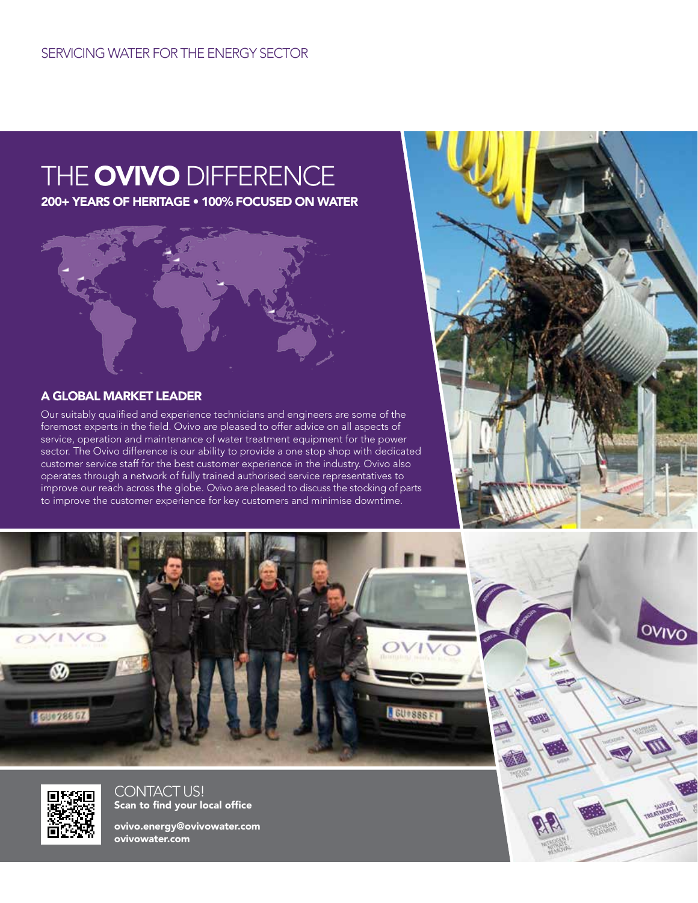SERVICING WATER FOR THE ENERGY SECTOR

# THE **OVIVO** DIFFERENCE

**200+ YEARS OF HERITAGE • 100% FOCUSED ON WATER**

## A GLOBAL MARKET LEADER

Our suitably qualified and experience technicians and engineers are some of the foremost experts in the field. Ovivo are pleased to offer advice on all aspects of service, operation and maintenance of water treatment equipment for the power sector. The Ovivo difference is our ability to provide a one stop shop with dedicated customer service staff for the best customer experience in the industry. Ovivo also operates through a network of fully trained authorised service representatives to improve our reach across the globe. Ovivo are pleased to discuss the stocking of parts to improve the customer experience for key customers and minimise downtime.

## CONTACT US!

**Scan to find your local office**

**ovivo.energy@ovivowater.com**
**ovivowater.com**